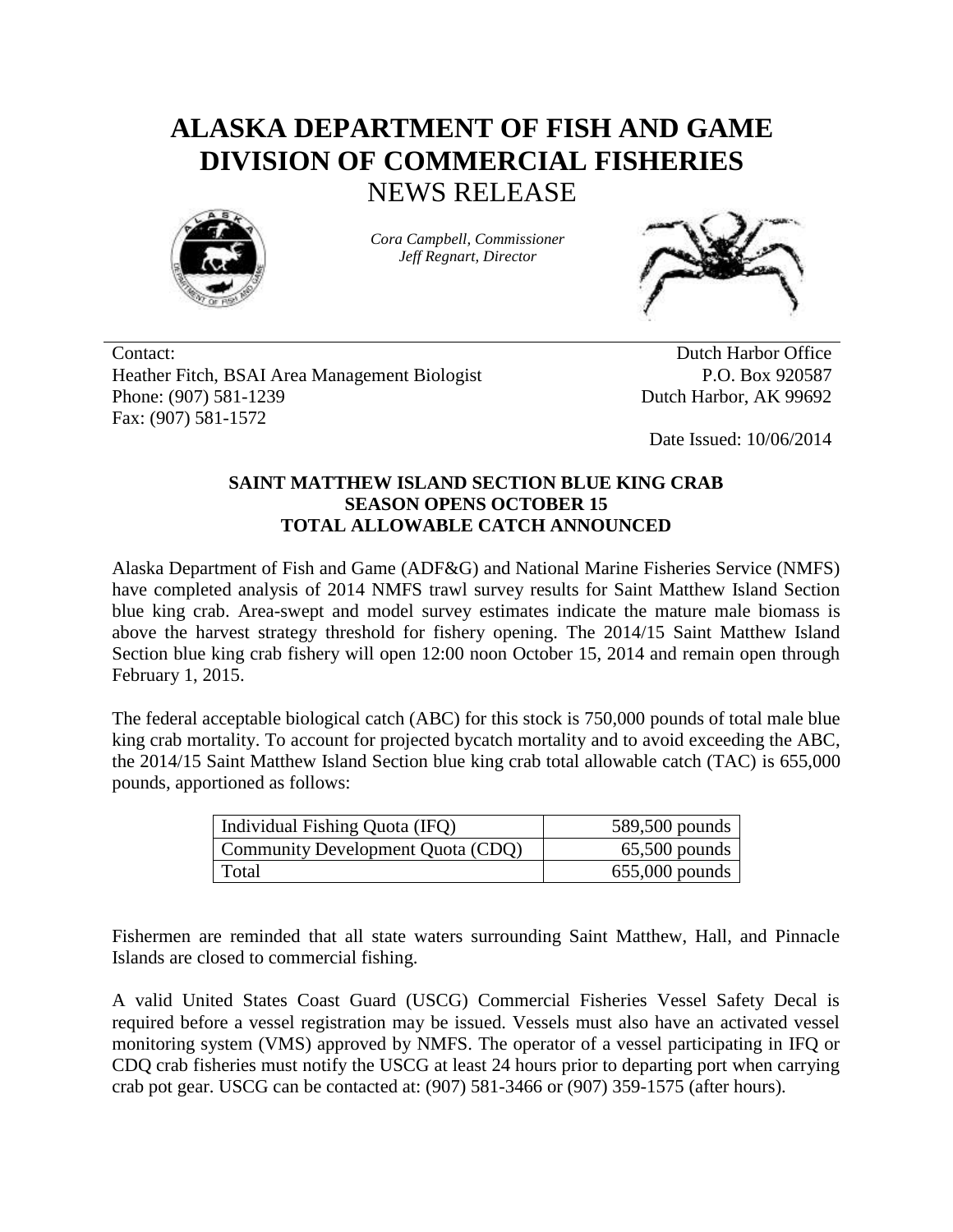# ALASKA DEPARTMENT OF FISH AND GAME
# DIVISION OF COMMERCIAL FISHERIES
## NEWS RELEASE

*Cora Campbell, Commissioner*
*Jeff Regnart, Director*

Contact:
Heather Fitch, BSAI Area Management Biologist
Phone: (907) 581-1239
Fax: (907) 581-1572

Dutch Harbor Office
P.O. Box 920587
Dutch Harbor, AK 99692

Date Issued: 10/06/2014

**SAINT MATTHEW ISLAND SECTION BLUE KING CRAB SEASON OPENS OCTOBER 15 TOTAL ALLOWABLE CATCH ANNOUNCED**

Alaska Department of Fish and Game (ADF&G) and National Marine Fisheries Service (NMFS) have completed analysis of 2014 NMFS trawl survey results for Saint Matthew Island Section blue king crab. Area-swept and model survey estimates indicate the mature male biomass is above the harvest strategy threshold for fishery opening. The 2014/15 Saint Matthew Island Section blue king crab fishery will open 12:00 noon October 15, 2014 and remain open through February 1, 2015.

The federal acceptable biological catch (ABC) for this stock is 750,000 pounds of total male blue king crab mortality. To account for projected bycatch mortality and to avoid exceeding the ABC, the 2014/15 Saint Matthew Island Section blue king crab total allowable catch (TAC) is 655,000 pounds, apportioned as follows:

| Quota | Pounds |
|---|---:|
| Individual Fishing Quota (IFQ) | 589,500 pounds |
| Community Development Quota (CDQ) | 65,500 pounds |
| Total | 655,000 pounds |

Fishermen are reminded that all state waters surrounding Saint Matthew, Hall, and Pinnacle Islands are closed to commercial fishing.

A valid United States Coast Guard (USCG) Commercial Fisheries Vessel Safety Decal is required before a vessel registration may be issued. Vessels must also have an activated vessel monitoring system (VMS) approved by NMFS. The operator of a vessel participating in IFQ or CDQ crab fisheries must notify the USCG at least 24 hours prior to departing port when carrying crab pot gear. USCG can be contacted at: (907) 581-3466 or (907) 359-1575 (after hours).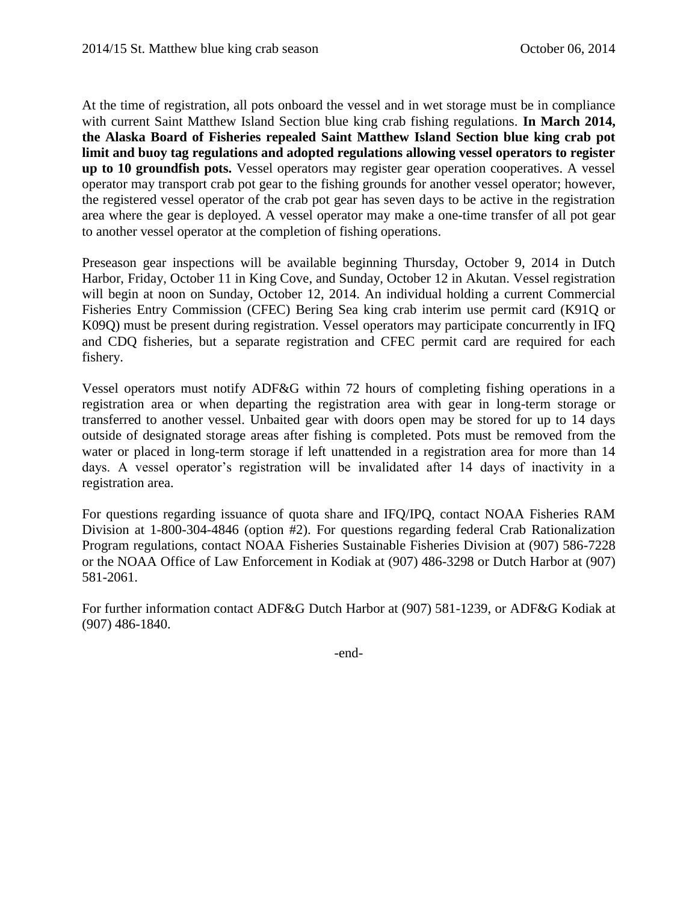At the time of registration, all pots onboard the vessel and in wet storage must be in compliance with current Saint Matthew Island Section blue king crab fishing regulations. **In March 2014, the Alaska Board of Fisheries repealed Saint Matthew Island Section blue king crab pot limit and buoy tag regulations and adopted regulations allowing vessel operators to register up to 10 groundfish pots.** Vessel operators may register gear operation cooperatives. A vessel operator may transport crab pot gear to the fishing grounds for another vessel operator; however, the registered vessel operator of the crab pot gear has seven days to be active in the registration area where the gear is deployed. A vessel operator may make a one-time transfer of all pot gear to another vessel operator at the completion of fishing operations.

Preseason gear inspections will be available beginning Thursday, October 9, 2014 in Dutch Harbor, Friday, October 11 in King Cove, and Sunday, October 12 in Akutan. Vessel registration will begin at noon on Sunday, October 12, 2014. An individual holding a current Commercial Fisheries Entry Commission (CFEC) Bering Sea king crab interim use permit card (K91Q or K09Q) must be present during registration. Vessel operators may participate concurrently in IFQ and CDQ fisheries, but a separate registration and CFEC permit card are required for each fishery.

Vessel operators must notify ADF&G within 72 hours of completing fishing operations in a registration area or when departing the registration area with gear in long-term storage or transferred to another vessel. Unbaited gear with doors open may be stored for up to 14 days outside of designated storage areas after fishing is completed. Pots must be removed from the water or placed in long-term storage if left unattended in a registration area for more than 14 days. A vessel operator's registration will be invalidated after 14 days of inactivity in a registration area.

For questions regarding issuance of quota share and IFQ/IPQ, contact NOAA Fisheries RAM Division at 1-800-304-4846 (option #2). For questions regarding federal Crab Rationalization Program regulations, contact NOAA Fisheries Sustainable Fisheries Division at (907) 586-7228 or the NOAA Office of Law Enforcement in Kodiak at (907) 486-3298 or Dutch Harbor at (907) 581-2061.

For further information contact ADF&G Dutch Harbor at (907) 581-1239, or ADF&G Kodiak at (907) 486-1840.

-end-